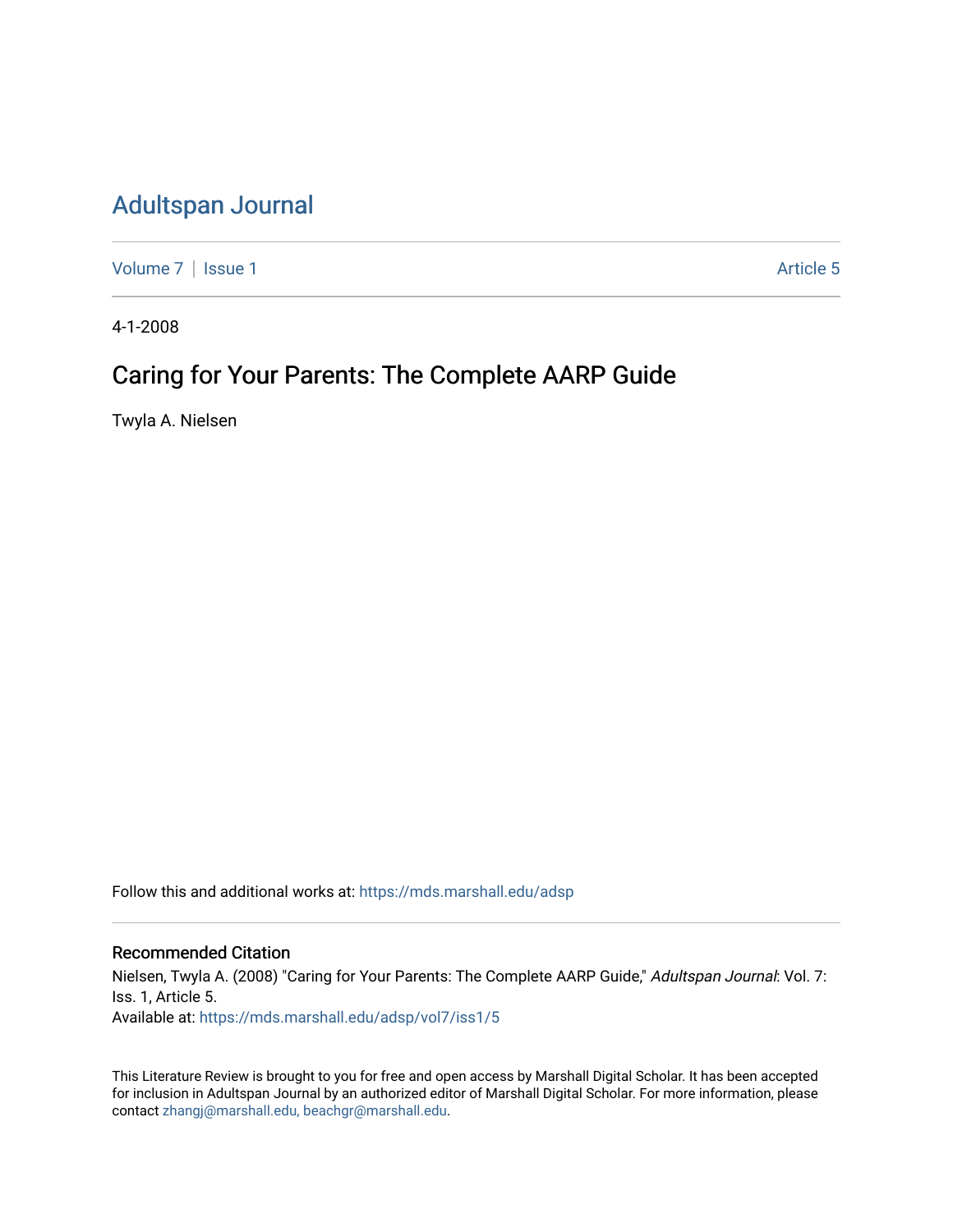# Adultspan Journal

Volume 7 | Issue 1 — Article 5

4-1-2008

## Caring for Your Parents: The Complete AARP Guide

Twyla A. Nielsen

Follow this and additional works at: https://mds.marshall.edu/adsp

### Recommended Citation

Nielsen, Twyla A. (2008) "Caring for Your Parents: The Complete AARP Guide," *Adultspan Journal*: Vol. 7: Iss. 1, Article 5.
Available at: https://mds.marshall.edu/adsp/vol7/iss1/5

This Literature Review is brought to you for free and open access by Marshall Digital Scholar. It has been accepted for inclusion in Adultspan Journal by an authorized editor of Marshall Digital Scholar. For more information, please contact zhangj@marshall.edu, beachgr@marshall.edu.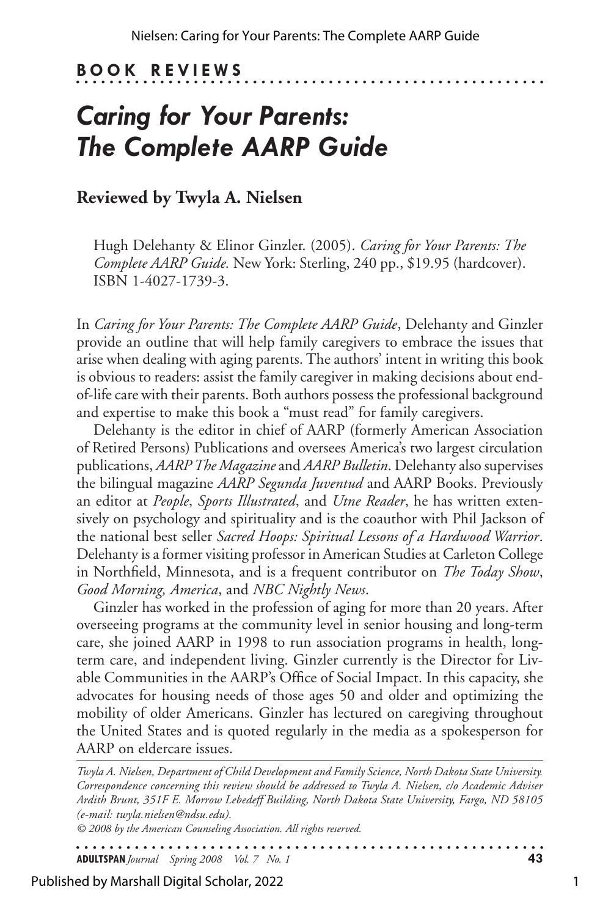## BOOK REVIEWS

# *Caring for Your Parents: The Complete AARP Guide*

### Reviewed by Twyla A. Nielsen

Hugh Delehanty & Elinor Ginzler. (2005). *Caring for Your Parents: The Complete AARP Guide.* New York: Sterling, 240 pp., $19.95 (hardcover). ISBN 1-4027-1739-3.

In *Caring for Your Parents: The Complete AARP Guide*, Delehanty and Ginzler provide an outline that will help family caregivers to embrace the issues that arise when dealing with aging parents. The authors' intent in writing this book is obvious to readers: assist the family caregiver in making decisions about end-of-life care with their parents. Both authors possess the professional background and expertise to make this book a "must read" for family caregivers.

Delehanty is the editor in chief of AARP (formerly American Association of Retired Persons) Publications and oversees America's two largest circulation publications, *AARP The Magazine* and *AARP Bulletin*. Delehanty also supervises the bilingual magazine *AARP Segunda Juventud* and AARP Books. Previously an editor at *People*, *Sports Illustrated*, and *Utne Reader*, he has written extensively on psychology and spirituality and is the coauthor with Phil Jackson of the national best seller *Sacred Hoops: Spiritual Lessons of a Hardwood Warrior*. Delehanty is a former visiting professor in American Studies at Carleton College in Northfield, Minnesota, and is a frequent contributor on *The Today Show*, *Good Morning, America*, and *NBC Nightly News*.

Ginzler has worked in the profession of aging for more than 20 years. After overseeing programs at the community level in senior housing and long-term care, she joined AARP in 1998 to run association programs in health, long-term care, and independent living. Ginzler currently is the Director for Livable Communities in the AARP's Office of Social Impact. In this capacity, she advocates for housing needs of those ages 50 and older and optimizing the mobility of older Americans. Ginzler has lectured on caregiving throughout the United States and is quoted regularly in the media as a spokesperson for AARP on eldercare issues.

*Twyla A. Nielsen, Department of Child Development and Family Science, North Dakota State University. Correspondence concerning this review should be addressed to Twyla A. Nielsen, c/o Academic Adviser Ardith Brunt, 351F E. Morrow Lebedeff Building, North Dakota State University, Fargo, ND 58105 (e-mail: twyla.nielsen@ndsu.edu).*

*© 2008 by the American Counseling Association. All rights reserved.*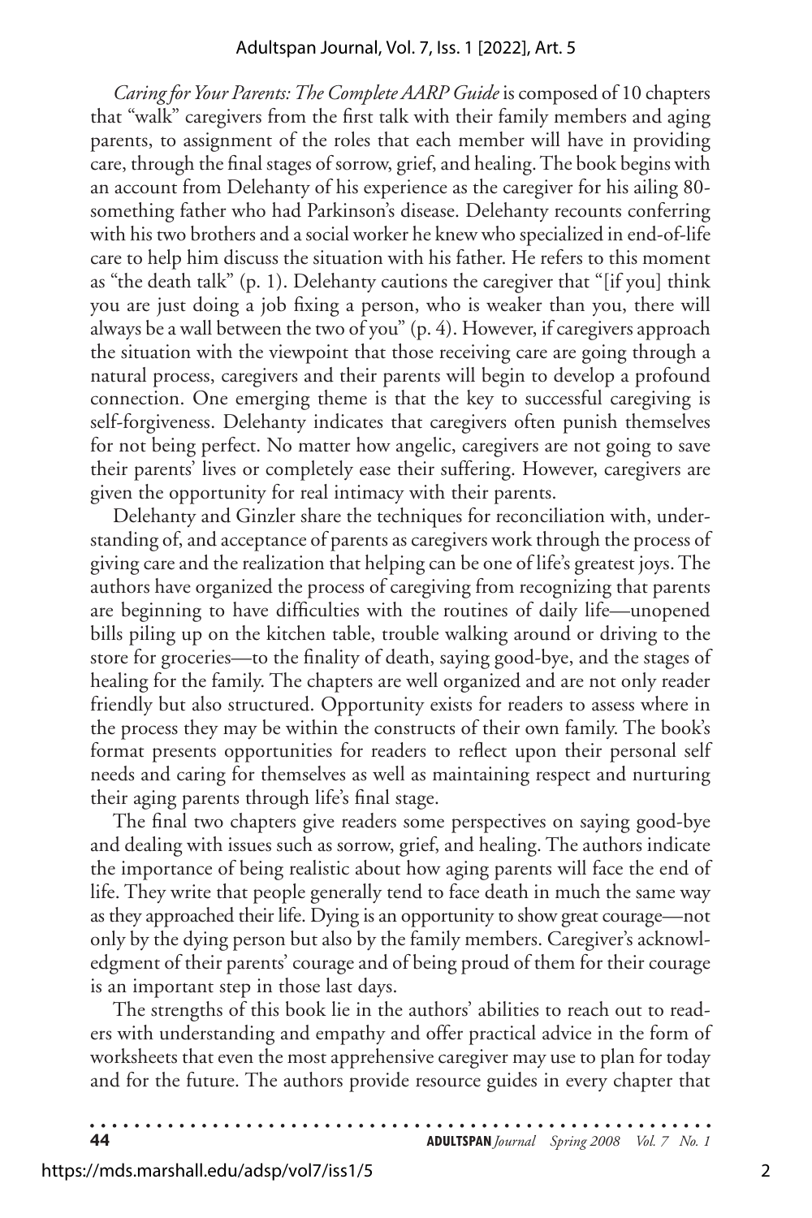*Caring for Your Parents: The Complete AARP Guide* is composed of 10 chapters that "walk" caregivers from the first talk with their family members and aging parents, to assignment of the roles that each member will have in providing care, through the final stages of sorrow, grief, and healing. The book begins with an account from Delehanty of his experience as the caregiver for his ailing 80-something father who had Parkinson's disease. Delehanty recounts conferring with his two brothers and a social worker he knew who specialized in end-of-life care to help him discuss the situation with his father. He refers to this moment as "the death talk" (p. 1). Delehanty cautions the caregiver that "[if you] think you are just doing a job fixing a person, who is weaker than you, there will always be a wall between the two of you" (p. 4). However, if caregivers approach the situation with the viewpoint that those receiving care are going through a natural process, caregivers and their parents will begin to develop a profound connection. One emerging theme is that the key to successful caregiving is self-forgiveness. Delehanty indicates that caregivers often punish themselves for not being perfect. No matter how angelic, caregivers are not going to save their parents' lives or completely ease their suffering. However, caregivers are given the opportunity for real intimacy with their parents.

Delehanty and Ginzler share the techniques for reconciliation with, understanding of, and acceptance of parents as caregivers work through the process of giving care and the realization that helping can be one of life's greatest joys. The authors have organized the process of caregiving from recognizing that parents are beginning to have difficulties with the routines of daily life—unopened bills piling up on the kitchen table, trouble walking around or driving to the store for groceries—to the finality of death, saying good-bye, and the stages of healing for the family. The chapters are well organized and are not only reader friendly but also structured. Opportunity exists for readers to assess where in the process they may be within the constructs of their own family. The book's format presents opportunities for readers to reflect upon their personal self needs and caring for themselves as well as maintaining respect and nurturing their aging parents through life's final stage.

The final two chapters give readers some perspectives on saying good-bye and dealing with issues such as sorrow, grief, and healing. The authors indicate the importance of being realistic about how aging parents will face the end of life. They write that people generally tend to face death in much the same way as they approached their life. Dying is an opportunity to show great courage—not only by the dying person but also by the family members. Caregiver's acknowledgment of their parents' courage and of being proud of them for their courage is an important step in those last days.

The strengths of this book lie in the authors' abilities to reach out to readers with understanding and empathy and offer practical advice in the form of worksheets that even the most apprehensive caregiver may use to plan for today and for the future. The authors provide resource guides in every chapter that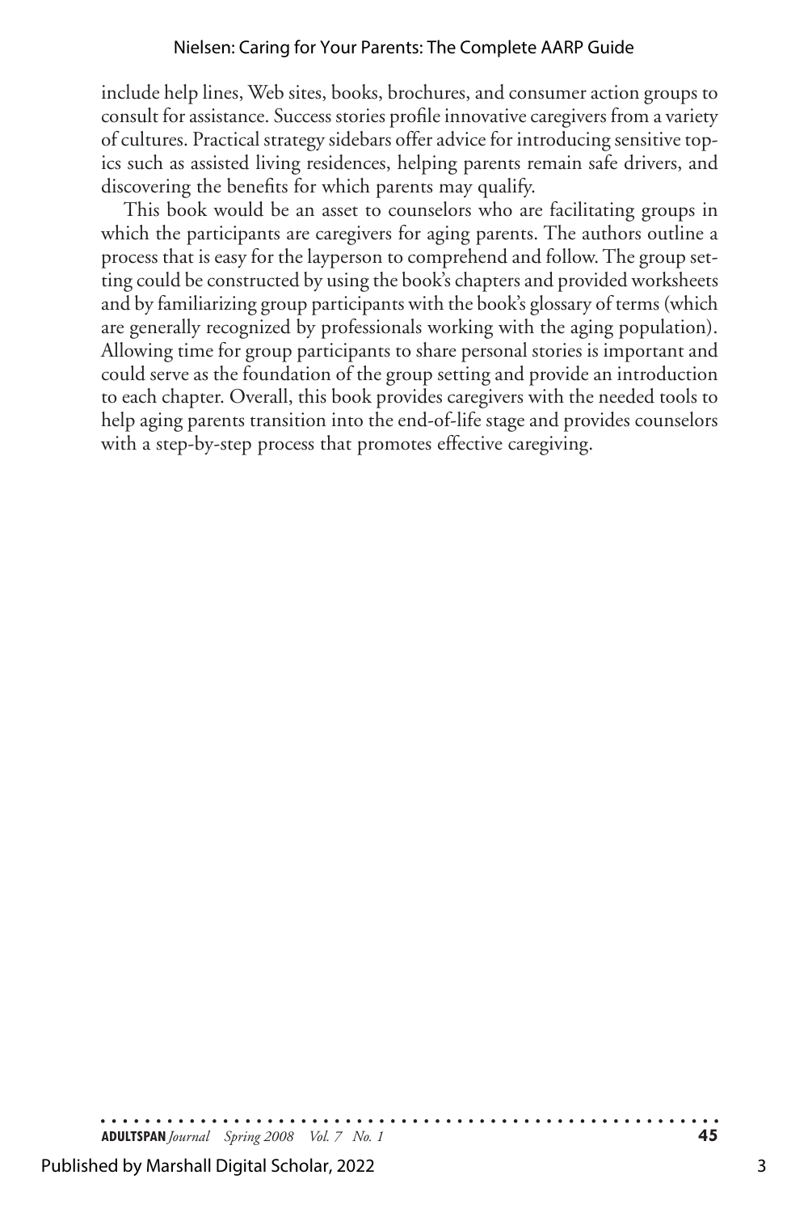include help lines, Web sites, books, brochures, and consumer action groups to consult for assistance. Success stories profile innovative caregivers from a variety of cultures. Practical strategy sidebars offer advice for introducing sensitive topics such as assisted living residences, helping parents remain safe drivers, and discovering the benefits for which parents may qualify.

This book would be an asset to counselors who are facilitating groups in which the participants are caregivers for aging parents. The authors outline a process that is easy for the layperson to comprehend and follow. The group setting could be constructed by using the book's chapters and provided worksheets and by familiarizing group participants with the book's glossary of terms (which are generally recognized by professionals working with the aging population). Allowing time for group participants to share personal stories is important and could serve as the foundation of the group setting and provide an introduction to each chapter. Overall, this book provides caregivers with the needed tools to help aging parents transition into the end-of-life stage and provides counselors with a step-by-step process that promotes effective caregiving.